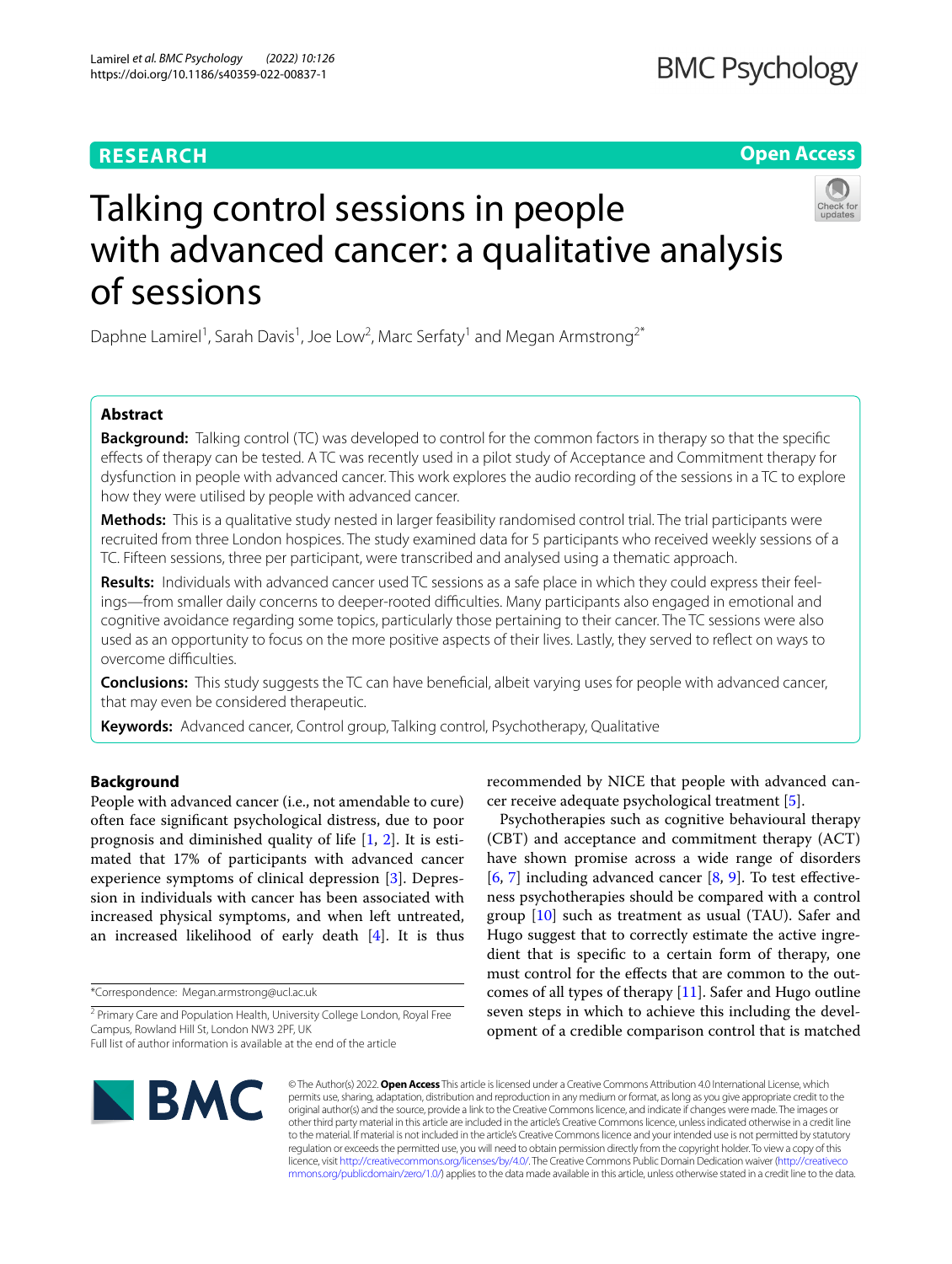**RESEARCH** **Open Access**

# Talking control sessions in people with advanced cancer: a qualitative analysis of sessions

Daphne Lamirel[1], Sarah Davis[1], Joe Low[2], Marc Serfaty[1] and Megan Armstrong[2*]

## Abstract

**Background:** Talking control (TC) was developed to control for the common factors in therapy so that the specific effects of therapy can be tested. A TC was recently used in a pilot study of Acceptance and Commitment therapy for dysfunction in people with advanced cancer. This work explores the audio recording of the sessions in a TC to explore how they were utilised by people with advanced cancer.

**Methods:** This is a qualitative study nested in larger feasibility randomised control trial. The trial participants were recruited from three London hospices. The study examined data for 5 participants who received weekly sessions of a TC. Fifteen sessions, three per participant, were transcribed and analysed using a thematic approach.

**Results:** Individuals with advanced cancer used TC sessions as a safe place in which they could express their feelings—from smaller daily concerns to deeper-rooted difficulties. Many participants also engaged in emotional and cognitive avoidance regarding some topics, particularly those pertaining to their cancer. The TC sessions were also used as an opportunity to focus on the more positive aspects of their lives. Lastly, they served to reflect on ways to overcome difficulties.

**Conclusions:** This study suggests the TC can have beneficial, albeit varying uses for people with advanced cancer, that may even be considered therapeutic.

**Keywords:** Advanced cancer, Control group, Talking control, Psychotherapy, Qualitative

## Background

People with advanced cancer (i.e., not amendable to cure) often face significant psychological distress, due to poor prognosis and diminished quality of life [1, 2]. It is estimated that 17% of participants with advanced cancer experience symptoms of clinical depression [3]. Depression in individuals with cancer has been associated with increased physical symptoms, and when left untreated, an increased likelihood of early death [4]. It is thus recommended by NICE that people with advanced cancer receive adequate psychological treatment [5].

Psychotherapies such as cognitive behavioural therapy (CBT) and acceptance and commitment therapy (ACT) have shown promise across a wide range of disorders [6, 7] including advanced cancer [8, 9]. To test effectiveness psychotherapies should be compared with a control group [10] such as treatment as usual (TAU). Safer and Hugo suggest that to correctly estimate the active ingredient that is specific to a certain form of therapy, one must control for the effects that are common to the outcomes of all types of therapy [11]. Safer and Hugo outline seven steps in which to achieve this including the development of a credible comparison control that is matched

*Correspondence: Megan.armstrong@ucl.ac.uk

[2] Primary Care and Population Health, University College London, Royal Free Campus, Rowland Hill St, London NW3 2PF, UK

Full list of author information is available at the end of the article

© The Author(s) 2022. **Open Access** This article is licensed under a Creative Commons Attribution 4.0 International License, which permits use, sharing, adaptation, distribution and reproduction in any medium or format, as long as you give appropriate credit to the original author(s) and the source, provide a link to the Creative Commons licence, and indicate if changes were made. The images or other third party material in this article are included in the article's Creative Commons licence, unless indicated otherwise in a credit line to the material. If material is not included in the article's Creative Commons licence and your intended use is not permitted by statutory regulation or exceeds the permitted use, you will need to obtain permission directly from the copyright holder. To view a copy of this licence, visit http://creativecommons.org/licenses/by/4.0/. The Creative Commons Public Domain Dedication waiver (http://creativecommons.org/publicdomain/zero/1.0/) applies to the data made available in this article, unless otherwise stated in a credit line to the data.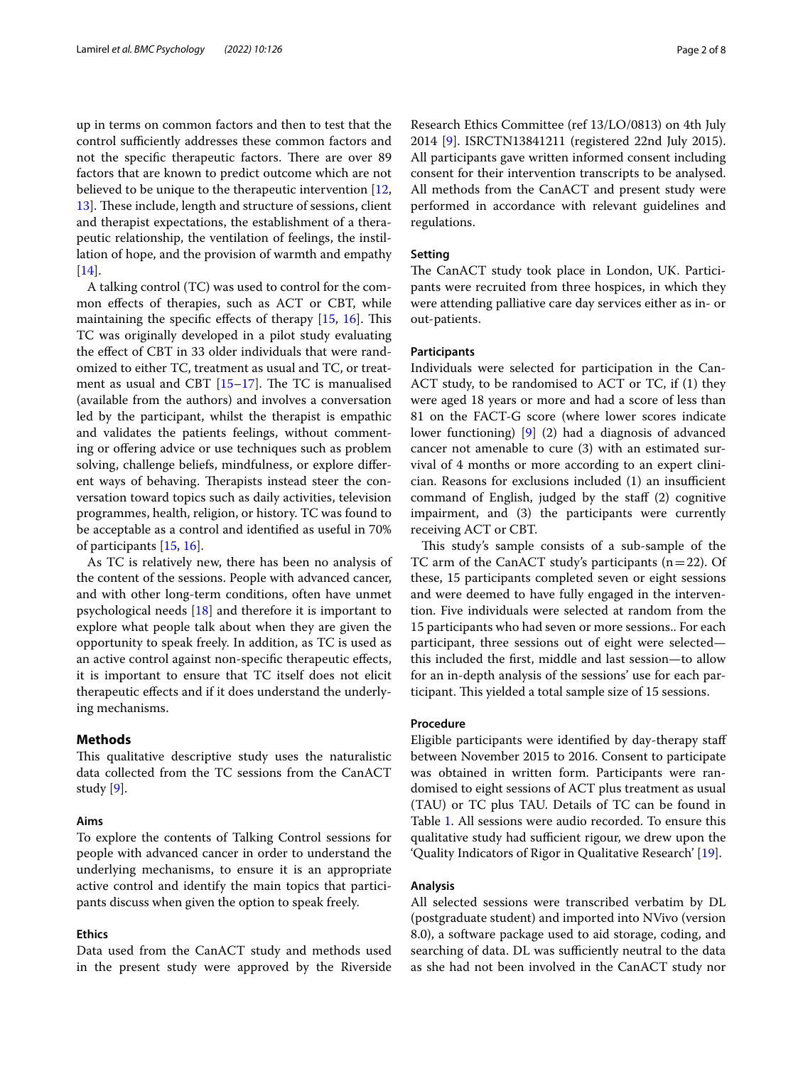up in terms on common factors and then to test that the control sufficiently addresses these common factors and not the specific therapeutic factors. There are over 89 factors that are known to predict outcome which are not believed to be unique to the therapeutic intervention [12, 13]. These include, length and structure of sessions, client and therapist expectations, the establishment of a therapeutic relationship, the ventilation of feelings, the instillation of hope, and the provision of warmth and empathy [14].

A talking control (TC) was used to control for the common effects of therapies, such as ACT or CBT, while maintaining the specific effects of therapy [15, 16]. This TC was originally developed in a pilot study evaluating the effect of CBT in 33 older individuals that were randomized to either TC, treatment as usual and TC, or treatment as usual and CBT [15–17]. The TC is manualised (available from the authors) and involves a conversation led by the participant, whilst the therapist is empathic and validates the patients feelings, without commenting or offering advice or use techniques such as problem solving, challenge beliefs, mindfulness, or explore different ways of behaving. Therapists instead steer the conversation toward topics such as daily activities, television programmes, health, religion, or history. TC was found to be acceptable as a control and identified as useful in 70% of participants [15, 16].

As TC is relatively new, there has been no analysis of the content of the sessions. People with advanced cancer, and with other long-term conditions, often have unmet psychological needs [18] and therefore it is important to explore what people talk about when they are given the opportunity to speak freely. In addition, as TC is used as an active control against non-specific therapeutic effects, it is important to ensure that TC itself does not elicit therapeutic effects and if it does understand the underlying mechanisms.

## Methods

This qualitative descriptive study uses the naturalistic data collected from the TC sessions from the CanACT study [9].

### Aims

To explore the contents of Talking Control sessions for people with advanced cancer in order to understand the underlying mechanisms, to ensure it is an appropriate active control and identify the main topics that participants discuss when given the option to speak freely.

### Ethics

Data used from the CanACT study and methods used in the present study were approved by the Riverside Research Ethics Committee (ref 13/LO/0813) on 4th July 2014 [9]. ISRCTN13841211 (registered 22nd July 2015). All participants gave written informed consent including consent for their intervention transcripts to be analysed. All methods from the CanACT and present study were performed in accordance with relevant guidelines and regulations.

### Setting

The CanACT study took place in London, UK. Participants were recruited from three hospices, in which they were attending palliative care day services either as in- or out-patients.

### Participants

Individuals were selected for participation in the CanACT study, to be randomised to ACT or TC, if (1) they were aged 18 years or more and had a score of less than 81 on the FACT-G score (where lower scores indicate lower functioning) [9] (2) had a diagnosis of advanced cancer not amenable to cure (3) with an estimated survival of 4 months or more according to an expert clinician. Reasons for exclusions included (1) an insufficient command of English, judged by the staff (2) cognitive impairment, and (3) the participants were currently receiving ACT or CBT.

This study's sample consists of a sub-sample of the TC arm of the CanACT study's participants (n = 22). Of these, 15 participants completed seven or eight sessions and were deemed to have fully engaged in the intervention. Five individuals were selected at random from the 15 participants who had seven or more sessions.. For each participant, three sessions out of eight were selected—this included the first, middle and last session—to allow for an in-depth analysis of the sessions' use for each participant. This yielded a total sample size of 15 sessions.

### Procedure

Eligible participants were identified by day-therapy staff between November 2015 to 2016. Consent to participate was obtained in written form. Participants were randomised to eight sessions of ACT plus treatment as usual (TAU) or TC plus TAU. Details of TC can be found in Table 1. All sessions were audio recorded. To ensure this qualitative study had sufficient rigour, we drew upon the 'Quality Indicators of Rigor in Qualitative Research' [19].

### Analysis

All selected sessions were transcribed verbatim by DL (postgraduate student) and imported into NVivo (version 8.0), a software package used to aid storage, coding, and searching of data. DL was sufficiently neutral to the data as she had not been involved in the CanACT study nor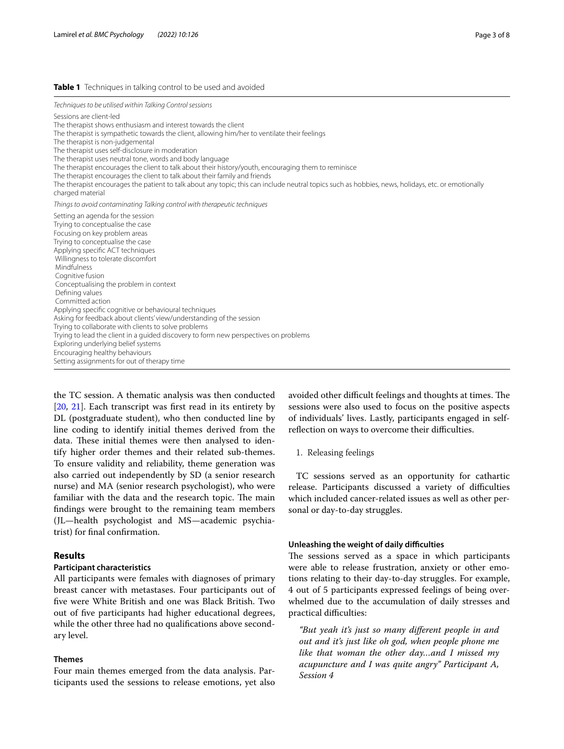**Table 1** Techniques in talking control to be used and avoided

| |
|---|
| *Techniques to be utilised within Talking Control sessions* |
| Sessions are client-led |
| The therapist shows enthusiasm and interest towards the client |
| The therapist is sympathetic towards the client, allowing him/her to ventilate their feelings |
| The therapist is non-judgemental |
| The therapist uses self-disclosure in moderation |
| The therapist uses neutral tone, words and body language |
| The therapist encourages the client to talk about their history/youth, encouraging them to reminisce |
| The therapist encourages the client to talk about their family and friends |
| The therapist encourages the patient to talk about any topic; this can include neutral topics such as hobbies, news, holidays, etc. or emotionally charged material |
| *Things to avoid contaminating Talking control with therapeutic techniques* |
| Setting an agenda for the session |
| Trying to conceptualise the case |
| Focusing on key problem areas |
| Trying to conceptualise the case |
| Applying specific ACT techniques |
| Willingness to tolerate discomfort |
| Mindfulness |
| Cognitive fusion |
| Conceptualising the problem in context |
| Defining values |
| Committed action |
| Applying specific cognitive or behavioural techniques |
| Asking for feedback about clients' view/understanding of the session |
| Trying to collaborate with clients to solve problems |
| Trying to lead the client in a guided discovery to form new perspectives on problems |
| Exploring underlying belief systems |
| Encouraging healthy behaviours |
| Setting assignments for out of therapy time |

the TC session. A thematic analysis was then conducted [20, 21]. Each transcript was first read in its entirety by DL (postgraduate student), who then conducted line by line coding to identify initial themes derived from the data. These initial themes were then analysed to identify higher order themes and their related sub-themes. To ensure validity and reliability, theme generation was also carried out independently by SD (a senior research nurse) and MA (senior research psychologist), who were familiar with the data and the research topic. The main findings were brought to the remaining team members (JL—health psychologist and MS—academic psychiatrist) for final confirmation.

## Results

### Participant characteristics

All participants were females with diagnoses of primary breast cancer with metastases. Four participants out of five were White British and one was Black British. Two out of five participants had higher educational degrees, while the other three had no qualifications above secondary level.

### Themes

Four main themes emerged from the data analysis. Participants used the sessions to release emotions, yet also avoided other difficult feelings and thoughts at times. The sessions were also used to focus on the positive aspects of individuals' lives. Lastly, participants engaged in self-reflection on ways to overcome their difficulties.

1. Releasing feelings

TC sessions served as an opportunity for cathartic release. Participants discussed a variety of difficulties which included cancer-related issues as well as other personal or day-to-day struggles.

#### Unleashing the weight of daily difficulties

The sessions served as a space in which participants were able to release frustration, anxiety or other emotions relating to their day-to-day struggles. For example, 4 out of 5 participants expressed feelings of being overwhelmed due to the accumulation of daily stresses and practical difficulties:

> *"But yeah it's just so many different people in and out and it's just like oh god, when people phone me like that woman the other day...and I missed my acupuncture and I was quite angry" Participant A, Session 4*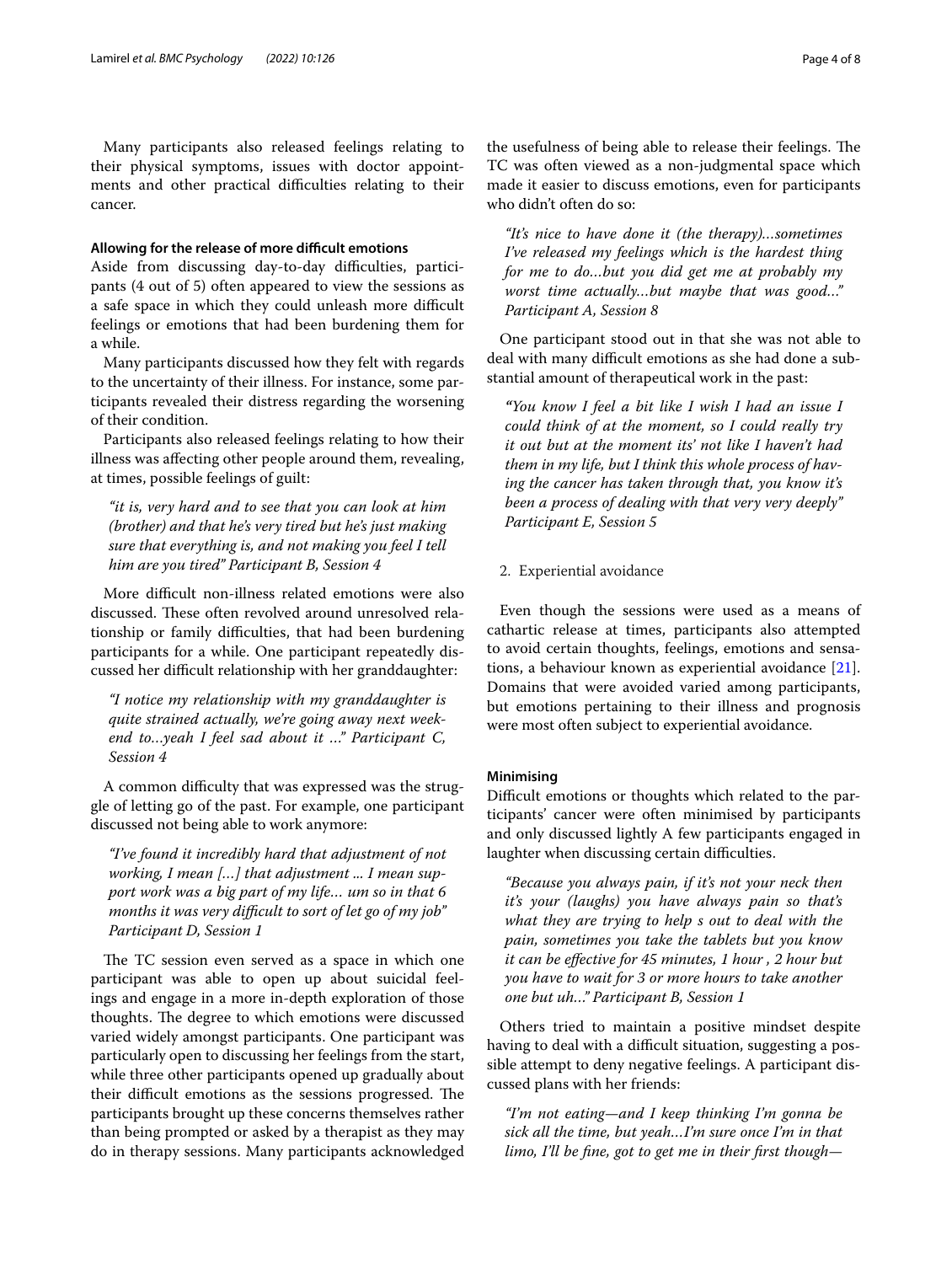Many participants also released feelings relating to their physical symptoms, issues with doctor appointments and other practical difficulties relating to their cancer.

#### Allowing for the release of more difficult emotions

Aside from discussing day-to-day difficulties, participants (4 out of 5) often appeared to view the sessions as a safe space in which they could unleash more difficult feelings or emotions that had been burdening them for a while.

Many participants discussed how they felt with regards to the uncertainty of their illness. For instance, some participants revealed their distress regarding the worsening of their condition.

Participants also released feelings relating to how their illness was affecting other people around them, revealing, at times, possible feelings of guilt:

> *"it is, very hard and to see that you can look at him (brother) and that he's very tired but he's just making sure that everything is, and not making you feel I tell him are you tired" Participant B, Session 4*

More difficult non-illness related emotions were also discussed. These often revolved around unresolved relationship or family difficulties, that had been burdening participants for a while. One participant repeatedly discussed her difficult relationship with her granddaughter:

> *"I notice my relationship with my granddaughter is quite strained actually, we're going away next weekend to…yeah I feel sad about it …" Participant C, Session 4*

A common difficulty that was expressed was the struggle of letting go of the past. For example, one participant discussed not being able to work anymore:

> *"I've found it incredibly hard that adjustment of not working, I mean […] that adjustment ... I mean support work was a big part of my life… um so in that 6 months it was very difficult to sort of let go of my job" Participant D, Session 1*

The TC session even served as a space in which one participant was able to open up about suicidal feelings and engage in a more in-depth exploration of those thoughts. The degree to which emotions were discussed varied widely amongst participants. One participant was particularly open to discussing her feelings from the start, while three other participants opened up gradually about their difficult emotions as the sessions progressed. The participants brought up these concerns themselves rather than being prompted or asked by a therapist as they may do in therapy sessions. Many participants acknowledged the usefulness of being able to release their feelings. The TC was often viewed as a non-judgmental space which made it easier to discuss emotions, even for participants who didn't often do so:

> *"It's nice to have done it (the therapy)…sometimes I've released my feelings which is the hardest thing for me to do…but you did get me at probably my worst time actually…but maybe that was good…" Participant A, Session 8*

One participant stood out in that she was not able to deal with many difficult emotions as she had done a substantial amount of therapeutical work in the past:

> *"You know I feel a bit like I wish I had an issue I could think of at the moment, so I could really try it out but at the moment its' not like I haven't had them in my life, but I think this whole process of having the cancer has taken through that, you know it's been a process of dealing with that very very deeply" Participant E, Session 5*

2. Experiential avoidance

Even though the sessions were used as a means of cathartic release at times, participants also attempted to avoid certain thoughts, feelings, emotions and sensations, a behaviour known as experiential avoidance [21]. Domains that were avoided varied among participants, but emotions pertaining to their illness and prognosis were most often subject to experiential avoidance.

#### Minimising

Difficult emotions or thoughts which related to the participants' cancer were often minimised by participants and only discussed lightly A few participants engaged in laughter when discussing certain difficulties.

> *"Because you always pain, if it's not your neck then it's your (laughs) you have always pain so that's what they are trying to help s out to deal with the pain, sometimes you take the tablets but you know it can be effective for 45 minutes, 1 hour , 2 hour but you have to wait for 3 or more hours to take another one but uh…" Participant B, Session 1*

Others tried to maintain a positive mindset despite having to deal with a difficult situation, suggesting a possible attempt to deny negative feelings. A participant discussed plans with her friends:

> *"I'm not eating—and I keep thinking I'm gonna be sick all the time, but yeah…I'm sure once I'm in that limo, I'll be fine, got to get me in their first though—*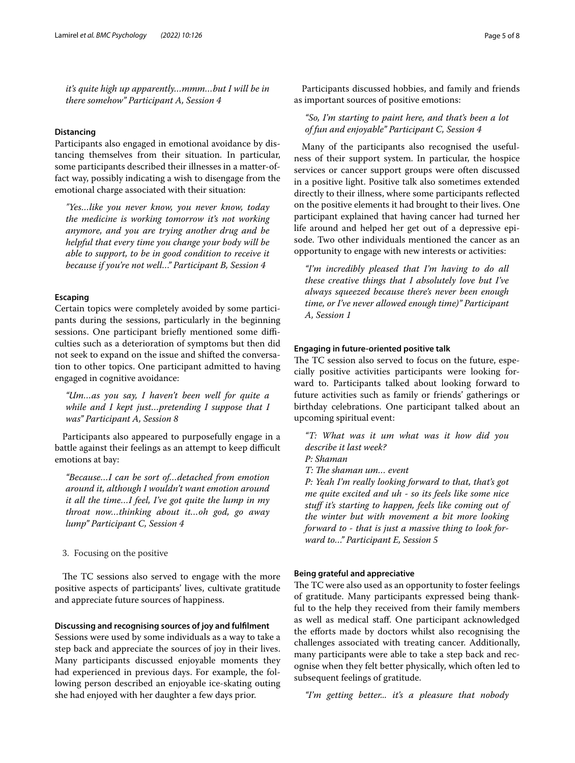*it's quite high up apparently…mmm…but I will be in there somehow" Participant A, Session 4*

#### Distancing

Participants also engaged in emotional avoidance by distancing themselves from their situation. In particular, some participants described their illnesses in a matter-of-fact way, possibly indicating a wish to disengage from the emotional charge associated with their situation:

> *"Yes…like you never know, you never know, today the medicine is working tomorrow it's not working anymore, and you are trying another drug and be helpful that every time you change your body will be able to support, to be in good condition to receive it because if you're not well…" Participant B, Session 4*

#### Escaping

Certain topics were completely avoided by some participants during the sessions, particularly in the beginning sessions. One participant briefly mentioned some difficulties such as a deterioration of symptoms but then did not seek to expand on the issue and shifted the conversation to other topics. One participant admitted to having engaged in cognitive avoidance:

> *"Um…as you say, I haven't been well for quite a while and I kept just…pretending I suppose that I was" Participant A, Session 8*

Participants also appeared to purposefully engage in a battle against their feelings as an attempt to keep difficult emotions at bay:

> *"Because…I can be sort of…detached from emotion around it, although I wouldn't want emotion around it all the time…I feel, I've got quite the lump in my throat now…thinking about it…oh god, go away lump" Participant C, Session 4*

3. Focusing on the positive

The TC sessions also served to engage with the more positive aspects of participants' lives, cultivate gratitude and appreciate future sources of happiness.

#### Discussing and recognising sources of joy and fulfilment

Sessions were used by some individuals as a way to take a step back and appreciate the sources of joy in their lives. Many participants discussed enjoyable moments they had experienced in previous days. For example, the following person described an enjoyable ice-skating outing she had enjoyed with her daughter a few days prior.

Participants discussed hobbies, and family and friends as important sources of positive emotions:

> *"So, I'm starting to paint here, and that's been a lot of fun and enjoyable" Participant C, Session 4*

Many of the participants also recognised the usefulness of their support system. In particular, the hospice services or cancer support groups were often discussed in a positive light. Positive talk also sometimes extended directly to their illness, where some participants reflected on the positive elements it had brought to their lives. One participant explained that having cancer had turned her life around and helped her get out of a depressive episode. Two other individuals mentioned the cancer as an opportunity to engage with new interests or activities:

> *"I'm incredibly pleased that I'm having to do all these creative things that I absolutely love but I've always squeezed because there's never been enough time, or I've never allowed enough time)" Participant A, Session 1*

#### Engaging in future-oriented positive talk

The TC session also served to focus on the future, especially positive activities participants were looking forward to. Participants talked about looking forward to future activities such as family or friends' gatherings or birthday celebrations. One participant talked about an upcoming spiritual event:

> *"T: What was it um what was it how did you describe it last week?*
> *P: Shaman*
> *T: The shaman um… event*
> *P: Yeah I'm really looking forward to that, that's got me quite excited and uh - so its feels like some nice stuff it's starting to happen, feels like coming out of the winter but with movement a bit more looking forward to - that is just a massive thing to look forward to…" Participant E, Session 5*

#### Being grateful and appreciative

The TC were also used as an opportunity to foster feelings of gratitude. Many participants expressed being thankful to the help they received from their family members as well as medical staff. One participant acknowledged the efforts made by doctors whilst also recognising the challenges associated with treating cancer. Additionally, many participants were able to take a step back and recognise when they felt better physically, which often led to subsequent feelings of gratitude.

> *"I'm getting better... it's a pleasure that nobody*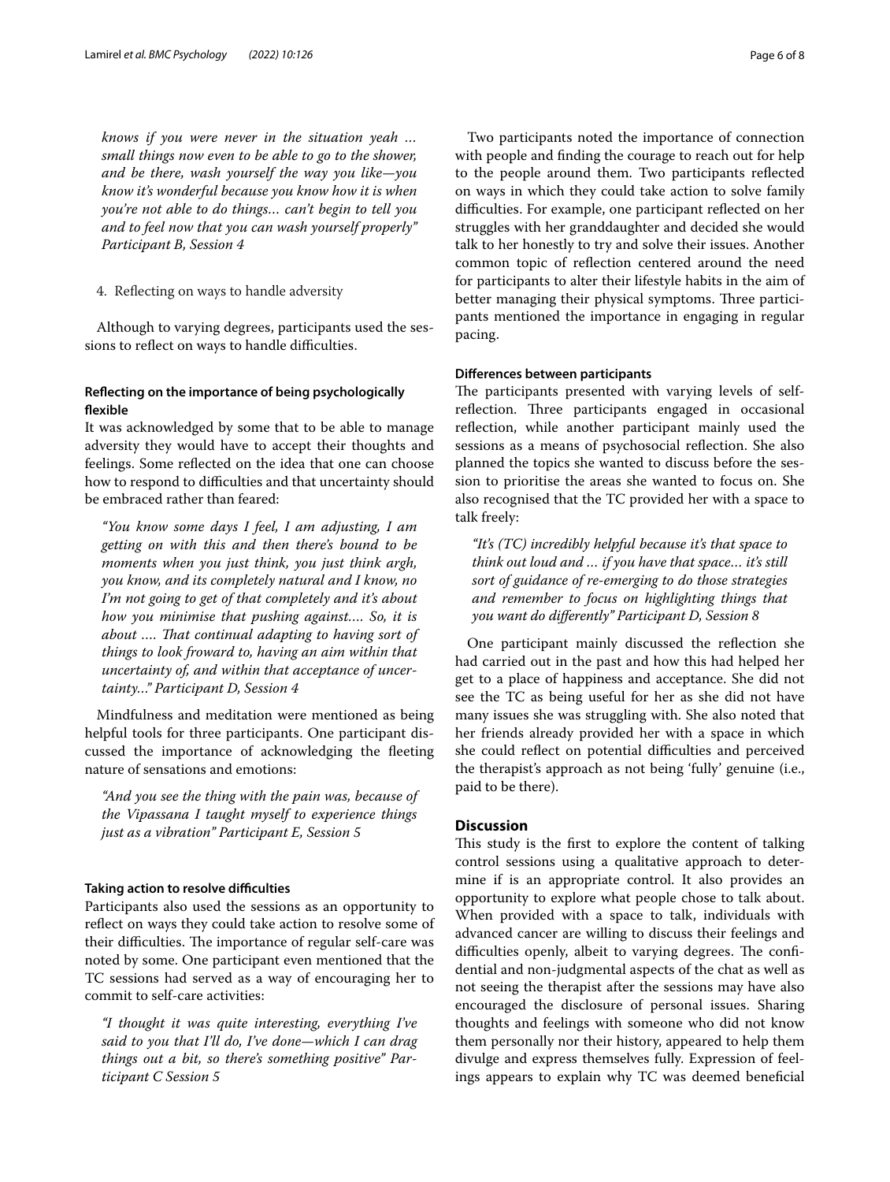*knows if you were never in the situation yeah … small things now even to be able to go to the shower, and be there, wash yourself the way you like—you know it's wonderful because you know how it is when you're not able to do things… can't begin to tell you and to feel now that you can wash yourself properly" Participant B, Session 4*

4. Reflecting on ways to handle adversity

Although to varying degrees, participants used the sessions to reflect on ways to handle difficulties.

#### Reflecting on the importance of being psychologically flexible

It was acknowledged by some that to be able to manage adversity they would have to accept their thoughts and feelings. Some reflected on the idea that one can choose how to respond to difficulties and that uncertainty should be embraced rather than feared:

> *"You know some days I feel, I am adjusting, I am getting on with this and then there's bound to be moments when you just think, you just think argh, you know, and its completely natural and I know, no I'm not going to get of that completely and it's about how you minimise that pushing against…. So, it is about …. That continual adapting to having sort of things to look froward to, having an aim within that uncertainty of, and within that acceptance of uncertainty…" Participant D, Session 4*

Mindfulness and meditation were mentioned as being helpful tools for three participants. One participant discussed the importance of acknowledging the fleeting nature of sensations and emotions:

> *"And you see the thing with the pain was, because of the Vipassana I taught myself to experience things just as a vibration" Participant E, Session 5*

#### Taking action to resolve difficulties

Participants also used the sessions as an opportunity to reflect on ways they could take action to resolve some of their difficulties. The importance of regular self-care was noted by some. One participant even mentioned that the TC sessions had served as a way of encouraging her to commit to self-care activities:

> *"I thought it was quite interesting, everything I've said to you that I'll do, I've done—which I can drag things out a bit, so there's something positive" Participant C Session 5*

Two participants noted the importance of connection with people and finding the courage to reach out for help to the people around them. Two participants reflected on ways in which they could take action to solve family difficulties. For example, one participant reflected on her struggles with her granddaughter and decided she would talk to her honestly to try and solve their issues. Another common topic of reflection centered around the need for participants to alter their lifestyle habits in the aim of better managing their physical symptoms. Three participants mentioned the importance in engaging in regular pacing.

#### Differences between participants

The participants presented with varying levels of self-reflection. Three participants engaged in occasional reflection, while another participant mainly used the sessions as a means of psychosocial reflection. She also planned the topics she wanted to discuss before the session to prioritise the areas she wanted to focus on. She also recognised that the TC provided her with a space to talk freely:

> *"It's (TC) incredibly helpful because it's that space to think out loud and … if you have that space… it's still sort of guidance of re-emerging to do those strategies and remember to focus on highlighting things that you want do differently" Participant D, Session 8*

One participant mainly discussed the reflection she had carried out in the past and how this had helped her get to a place of happiness and acceptance. She did not see the TC as being useful for her as she did not have many issues she was struggling with. She also noted that her friends already provided her with a space in which she could reflect on potential difficulties and perceived the therapist's approach as not being 'fully' genuine (i.e., paid to be there).

## Discussion

This study is the first to explore the content of talking control sessions using a qualitative approach to determine if is an appropriate control. It also provides an opportunity to explore what people chose to talk about. When provided with a space to talk, individuals with advanced cancer are willing to discuss their feelings and difficulties openly, albeit to varying degrees. The confidential and non-judgmental aspects of the chat as well as not seeing the therapist after the sessions may have also encouraged the disclosure of personal issues. Sharing thoughts and feelings with someone who did not know them personally nor their history, appeared to help them divulge and express themselves fully. Expression of feelings appears to explain why TC was deemed beneficial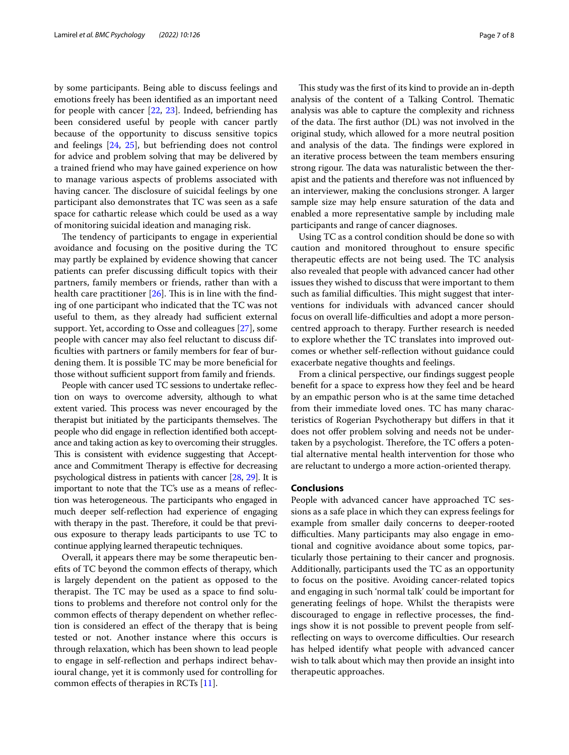by some participants. Being able to discuss feelings and emotions freely has been identified as an important need for people with cancer [22, 23]. Indeed, befriending has been considered useful by people with cancer partly because of the opportunity to discuss sensitive topics and feelings [24, 25], but befriending does not control for advice and problem solving that may be delivered by a trained friend who may have gained experience on how to manage various aspects of problems associated with having cancer. The disclosure of suicidal feelings by one participant also demonstrates that TC was seen as a safe space for cathartic release which could be used as a way of monitoring suicidal ideation and managing risk.

The tendency of participants to engage in experiential avoidance and focusing on the positive during the TC may partly be explained by evidence showing that cancer patients can prefer discussing difficult topics with their partners, family members or friends, rather than with a health care practitioner [26]. This is in line with the finding of one participant who indicated that the TC was not useful to them, as they already had sufficient external support. Yet, according to Osse and colleagues [27], some people with cancer may also feel reluctant to discuss difficulties with partners or family members for fear of burdening them. It is possible TC may be more beneficial for those without sufficient support from family and friends.

People with cancer used TC sessions to undertake reflection on ways to overcome adversity, although to what extent varied. This process was never encouraged by the therapist but initiated by the participants themselves. The people who did engage in reflection identified both acceptance and taking action as key to overcoming their struggles. This is consistent with evidence suggesting that Acceptance and Commitment Therapy is effective for decreasing psychological distress in patients with cancer [28, 29]. It is important to note that the TC's use as a means of reflection was heterogeneous. The participants who engaged in much deeper self-reflection had experience of engaging with therapy in the past. Therefore, it could be that previous exposure to therapy leads participants to use TC to continue applying learned therapeutic techniques.

Overall, it appears there may be some therapeutic benefits of TC beyond the common effects of therapy, which is largely dependent on the patient as opposed to the therapist. The TC may be used as a space to find solutions to problems and therefore not control only for the common effects of therapy dependent on whether reflection is considered an effect of the therapy that is being tested or not. Another instance where this occurs is through relaxation, which has been shown to lead people to engage in self-reflection and perhaps indirect behavioural change, yet it is commonly used for controlling for common effects of therapies in RCTs [11].

This study was the first of its kind to provide an in-depth analysis of the content of a Talking Control. Thematic analysis was able to capture the complexity and richness of the data. The first author (DL) was not involved in the original study, which allowed for a more neutral position and analysis of the data. The findings were explored in an iterative process between the team members ensuring strong rigour. The data was naturalistic between the therapist and the patients and therefore was not influenced by an interviewer, making the conclusions stronger. A larger sample size may help ensure saturation of the data and enabled a more representative sample by including male participants and range of cancer diagnoses.

Using TC as a control condition should be done so with caution and monitored throughout to ensure specific therapeutic effects are not being used. The TC analysis also revealed that people with advanced cancer had other issues they wished to discuss that were important to them such as familial difficulties. This might suggest that interventions for individuals with advanced cancer should focus on overall life-difficulties and adopt a more person-centred approach to therapy. Further research is needed to explore whether the TC translates into improved outcomes or whether self-reflection without guidance could exacerbate negative thoughts and feelings.

From a clinical perspective, our findings suggest people benefit for a space to express how they feel and be heard by an empathic person who is at the same time detached from their immediate loved ones. TC has many characteristics of Rogerian Psychotherapy but differs in that it does not offer problem solving and needs not be undertaken by a psychologist. Therefore, the TC offers a potential alternative mental health intervention for those who are reluctant to undergo a more action-oriented therapy.

## Conclusions

People with advanced cancer have approached TC sessions as a safe place in which they can express feelings for example from smaller daily concerns to deeper-rooted difficulties. Many participants may also engage in emotional and cognitive avoidance about some topics, particularly those pertaining to their cancer and prognosis. Additionally, participants used the TC as an opportunity to focus on the positive. Avoiding cancer-related topics and engaging in such 'normal talk' could be important for generating feelings of hope. Whilst the therapists were discouraged to engage in reflective processes, the findings show it is not possible to prevent people from self-reflecting on ways to overcome difficulties. Our research has helped identify what people with advanced cancer wish to talk about which may then provide an insight into therapeutic approaches.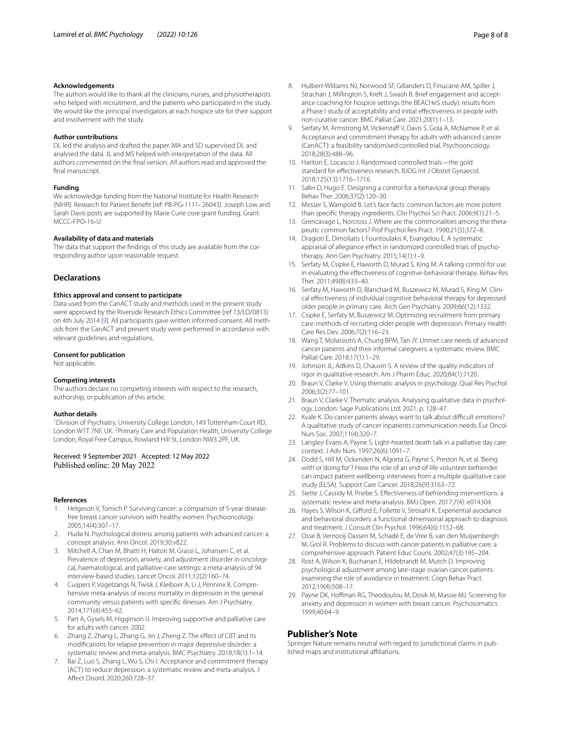### Acknowledgements

The authors would like to thank all the clinicians, nurses, and physiotherapists who helped with recruitment, and the patients who participated in the study. We would like the principal investigators at each hospice site for their support and involvement with the study.

### Author contributions

DL led the analysis and drafted the paper. MA and SD supervised DL and analysed the data. JL and MS helped with interpretation of the data. All authors commented on the final version. All authors read and approved the final manuscript.

### Funding

We acknowledge funding from the National Institute for Health Research (NIHR): Research for Patient Benefit (ref: PB-PG-1111- 26043). Joseph Low and Sarah Davis posts are supported by Marie Curie core grant funding, Grant: MCCC-FPO-16-U.

### Availability of data and materials

The data that support the findings of this study are available from the corresponding author upon reasonable request.

## Declarations

### Ethics approval and consent to participate

Data used from the CanACT study and methods used in the present study were approved by the Riverside Research Ethics Committee (ref 13/LO/0813) on 4th July 2014 [9]. All participants gave written informed consent. All methods from the CanACT and present study were performed in accordance with relevant guidelines and regulations.

### Consent for publication

Not applicable.

### Competing interests

The authors declare no competing interests with respect to the research, authorship, or publication of this article.

### Author details

[1] Division of Psychiatry, University College London, 149 Tottenham Court RD, London W1T 7NF, UK. [2] Primary Care and Population Health, University College London, Royal Free Campus, Rowland Hill St, London NW3 2PF, UK.

Received: 9 September 2021 Accepted: 12 May 2022
Published online: 20 May 2022

### References

1. Helgeson V, Tomich P. Surviving cancer: a comparison of 5-year disease-free breast cancer survivors with healthy women. Psychooncology. 2005;14(4):307–17.
2. Huda N. Psychological distress among patients with advanced cancer: a concept analysis. Ann Oncol. 2019;30:v822.
3. Mitchell A, Chan M, Bhatti H, Halton M, Grassi L, Johansen C, et al. Prevalence of depression, anxiety, and adjustment disorder in oncological, haematological, and palliative-care settings: a meta-analysis of 94 interview-based studies. Lancet Oncol. 2011;12(2):160–74.
4. Cuijpers P, Vogelzangs N, Twisk J, Kleiboer A, Li J, Penninx B. Comprehensive meta-analysis of excess mortality in depression in the general community versus patients with specific illnesses. Am J Psychiatry. 2014;171(4):453–62.
5. Part A, Gysels M, Higginson IJ. Improving supportive and palliative care for adults with cancer. 2002.
6. Zhang Z, Zhang L, Zhang G, Jin J, Zheng Z. The effect of CBT and its modifications for relapse prevention in major depressive disorder: a systematic review and meta-analysis. BMC Psychiatry. 2018;18(1):1–14.
7. Bai Z, Luo S, Zhang L, Wu S, Chi I. Acceptance and commitment therapy (ACT) to reduce depression: a systematic review and meta-analysis. J Affect Disord. 2020;260:728–37.
8. Hulbert-Williams NJ, Norwood SF, Gillanders D, Finucane AM, Spiller J, Strachan J, Millington S, Kreft J, Swash B. Brief engagement and acceptance coaching for hospice settings (the BEACHeS study): results from a Phase I study of acceptability and initial effectiveness in people with non-curative cancer. BMC Palliat Care. 2021;20(1):1–13.
9. Serfaty M, Armstrong M, Vickerstaff V, Davis S, Gola A, McNamee P, et al. Acceptance and commitment therapy for adults with advanced cancer (CanACT): a feasibility randomised controlled trial. Psychooncology. 2018;28(3):488–96.
10. Hariton E, Locascio J. Randomised controlled trials—the gold standard for effectiveness research. BJOG Int J Obstet Gynaecol. 2018;125(13):1716–1716.
11. Safer D, Hugo E. Designing a control for a behavioral group therapy. Behav Ther. 2006;37(2):120–30.
12. Messer S, Wampold B. Let's face facts: common factors are more potent than specific therapy ingredients. Clin Psychol Sci Pract. 2006;9(1):21–5.
13. Grencavage L, Norcross J. Where are the commonalities among the therapeutic common factors? Prof Psychol Res Pract. 1990;21(5):372–8.
14. Dragioti E, Dimoliatis I, Fountoulakis K, Evangelou E. A systematic appraisal of allegiance effect in randomized controlled trials of psychotherapy. Ann Gen Psychiatry. 2015;14(1):1–9.
15. Serfaty M, Csipke E, Haworth D, Murad S, King M. A talking control for use in evaluating the effectiveness of cognitive-behavioral therapy. Behav Res Ther. 2011;49(8):433–40.
16. Serfaty M, Haworth D, Blanchard M, Buszewicz M, Murad S, King M. Clinical effectiveness of individual cognitive behavioral therapy for depressed older people in primary care. Arch Gen Psychiatry. 2009;66(12):1332.
17. Csipke E, Serfaty M, Buszewicz M. Optimizing recruitment from primary care: methods of recruiting older people with depression. Primary Health Care Res Dev. 2006;7(2):116–23.
18. Wang T, Molassiotis A, Chung BPM, Tan JY. Unmet care needs of advanced cancer patients and their informal caregivers: a systematic review. BMC Palliat Care. 2018;17(1):1–29.
19. Johnson JL, Adkins D, Chauvin S. A review of the quality indicators of rigor in qualitative research. Am J Pharm Educ. 2020;84(1):7120.
20. Braun V, Clarke V. Using thematic analysis in psychology. Qual Res Psychol. 2006;3(2):77–101.
21. Braun V, Clarke V. Thematic analysis. Analysing qualitative data in psychology. London: Sage Publications Ltd; 2021. p. 128–47.
22. Kvale K. Do cancer patients always want to talk about difficult emotions? A qualitative study of cancer inpatients communication needs. Eur Oncol Nurs Soc. 2007;11(4):320–7.
23. Langley-Evans A, Payne S. Light-hearted death talk in a palliative day care context. J Adv Nurs. 1997;26(6):1091–7.
24. Dodd S, Hill M, Ockenden N, Algorta G, Payne S, Preston N, et al. 'Being with' or 'doing for'? How the role of an end-of-life volunteer befriender can impact patient wellbeing: interviews from a multiple qualitative case study (ELSA). Support Care Cancer. 2018;26(9):3163–72.
25. Siette J, Cassidy M, Priebe S. Effectiveness of befriending interventions: a systematic review and meta-analysis. BMJ Open. 2017;7(4): e014304.
26. Hayes S, Wilson K, Gifford E, Follette V, Strosahl K. Experiential avoidance and behavioral disorders: a functional dimensional approach to diagnosis and treatment. J Consult Clin Psychol. 1996;64(6):1152–68.
27. Osse B, Vernooij-Dassen M, Schadé E, de Vree B, van den Muijsenbergh M, Grol R. Problems to discuss with cancer patients in palliative care: a comprehensive approach. Patient Educ Couns. 2002;47(3):195–204.
28. Rost A, Wilson K, Buchanan E, Hildebrandt M, Mutch D. Improving psychological adjustment among late-stage ovarian cancer patients: examining the role of avoidance in treatment. Cogn Behav Pract. 2012;19(4):508–17.
29. Payne DK, Hoffman RG, Theodoulou M, Dosik M, Massie MJ. Screening for anxiety and depression in women with breast cancer. Psychosomatics. 1999;40:64–9.

## Publisher's Note

Springer Nature remains neutral with regard to jurisdictional claims in published maps and institutional affiliations.